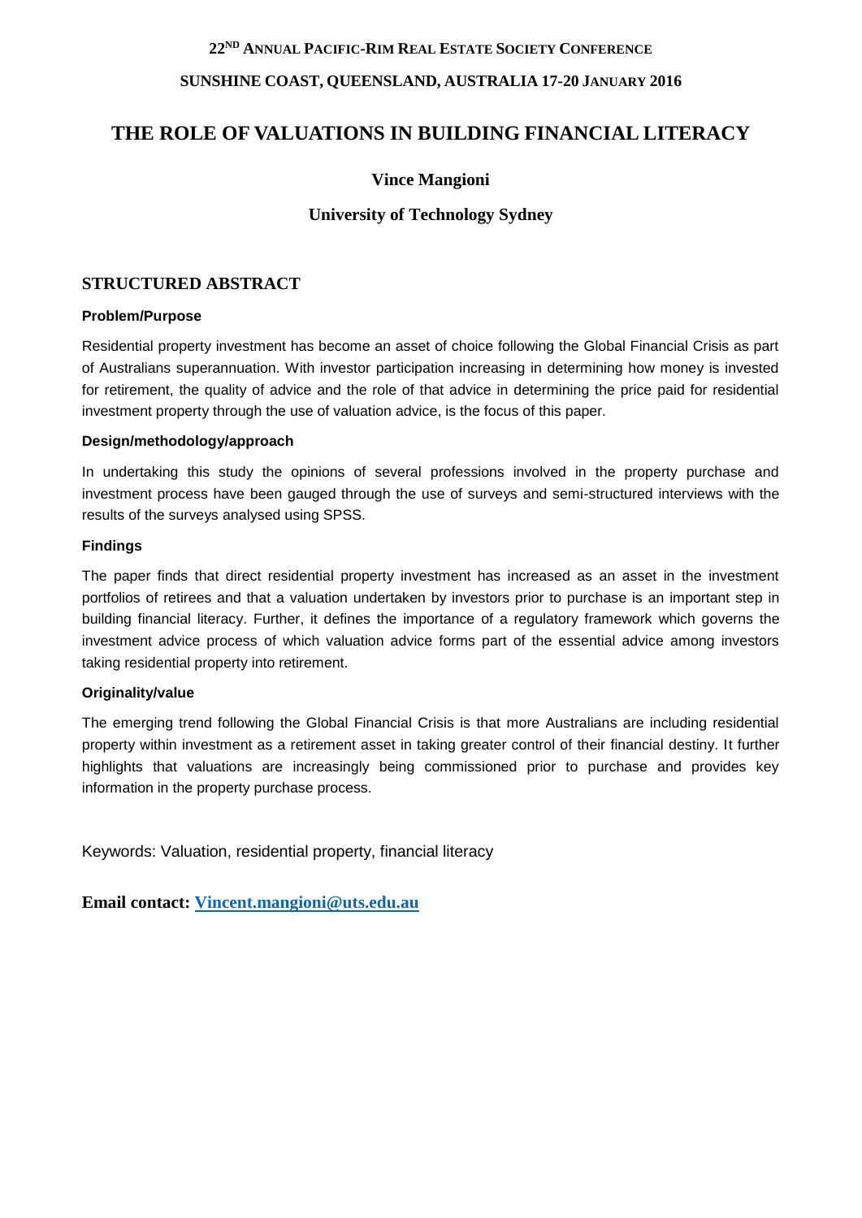22ND ANNUAL PACIFIC-RIM REAL ESTATE SOCIETY CONFERENCE

SUNSHINE COAST, QUEENSLAND, AUSTRALIA 17-20 JANUARY 2016

# THE ROLE OF VALUATIONS IN BUILDING FINANCIAL LITERACY

**Vince Mangioni**

**University of Technology Sydney**

## STRUCTURED ABSTRACT

**Problem/Purpose**

Residential property investment has become an asset of choice following the Global Financial Crisis as part of Australians superannuation. With investor participation increasing in determining how money is invested for retirement, the quality of advice and the role of that advice in determining the price paid for residential investment property through the use of valuation advice, is the focus of this paper.

**Design/methodology/approach**

In undertaking this study the opinions of several professions involved in the property purchase and investment process have been gauged through the use of surveys and semi-structured interviews with the results of the surveys analysed using SPSS.

**Findings**

The paper finds that direct residential property investment has increased as an asset in the investment portfolios of retirees and that a valuation undertaken by investors prior to purchase is an important step in building financial literacy. Further, it defines the importance of a regulatory framework which governs the investment advice process of which valuation advice forms part of the essential advice among investors taking residential property into retirement.

**Originality/value**

The emerging trend following the Global Financial Crisis is that more Australians are including residential property within investment as a retirement asset in taking greater control of their financial destiny. It further highlights that valuations are increasingly being commissioned prior to purchase and provides key information in the property purchase process.

Keywords: Valuation, residential property, financial literacy

**Email contact: Vincent.mangioni@uts.edu.au**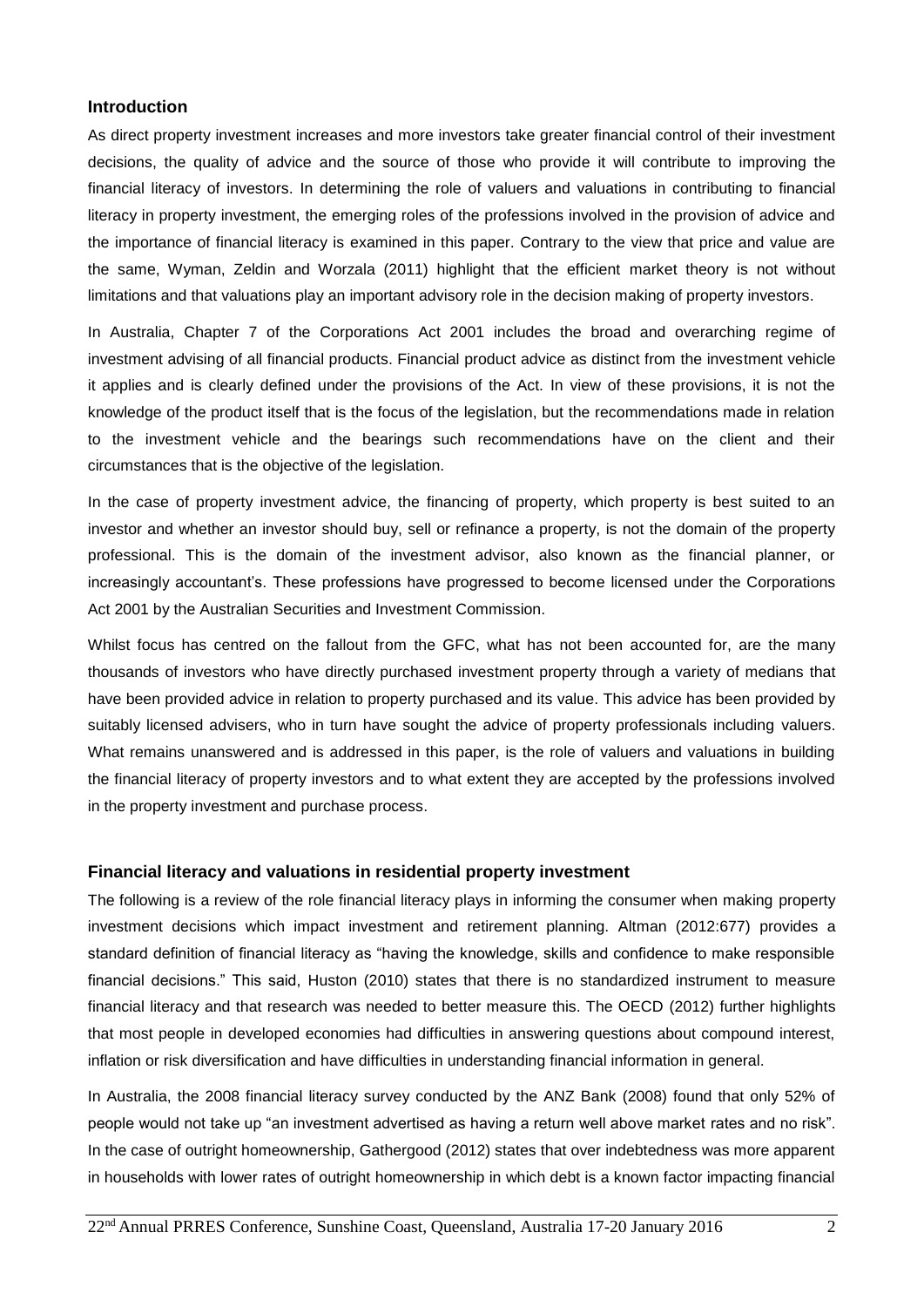## Introduction

As direct property investment increases and more investors take greater financial control of their investment decisions, the quality of advice and the source of those who provide it will contribute to improving the financial literacy of investors. In determining the role of valuers and valuations in contributing to financial literacy in property investment, the emerging roles of the professions involved in the provision of advice and the importance of financial literacy is examined in this paper. Contrary to the view that price and value are the same, Wyman, Zeldin and Worzala (2011) highlight that the efficient market theory is not without limitations and that valuations play an important advisory role in the decision making of property investors.

In Australia, Chapter 7 of the Corporations Act 2001 includes the broad and overarching regime of investment advising of all financial products. Financial product advice as distinct from the investment vehicle it applies and is clearly defined under the provisions of the Act. In view of these provisions, it is not the knowledge of the product itself that is the focus of the legislation, but the recommendations made in relation to the investment vehicle and the bearings such recommendations have on the client and their circumstances that is the objective of the legislation.

In the case of property investment advice, the financing of property, which property is best suited to an investor and whether an investor should buy, sell or refinance a property, is not the domain of the property professional. This is the domain of the investment advisor, also known as the financial planner, or increasingly accountant's. These professions have progressed to become licensed under the Corporations Act 2001 by the Australian Securities and Investment Commission.

Whilst focus has centred on the fallout from the GFC, what has not been accounted for, are the many thousands of investors who have directly purchased investment property through a variety of medians that have been provided advice in relation to property purchased and its value. This advice has been provided by suitably licensed advisers, who in turn have sought the advice of property professionals including valuers. What remains unanswered and is addressed in this paper, is the role of valuers and valuations in building the financial literacy of property investors and to what extent they are accepted by the professions involved in the property investment and purchase process.

## Financial literacy and valuations in residential property investment

The following is a review of the role financial literacy plays in informing the consumer when making property investment decisions which impact investment and retirement planning. Altman (2012:677) provides a standard definition of financial literacy as "having the knowledge, skills and confidence to make responsible financial decisions." This said, Huston (2010) states that there is no standardized instrument to measure financial literacy and that research was needed to better measure this. The OECD (2012) further highlights that most people in developed economies had difficulties in answering questions about compound interest, inflation or risk diversification and have difficulties in understanding financial information in general.

In Australia, the 2008 financial literacy survey conducted by the ANZ Bank (2008) found that only 52% of people would not take up "an investment advertised as having a return well above market rates and no risk". In the case of outright homeownership, Gathergood (2012) states that over indebtedness was more apparent in households with lower rates of outright homeownership in which debt is a known factor impacting financial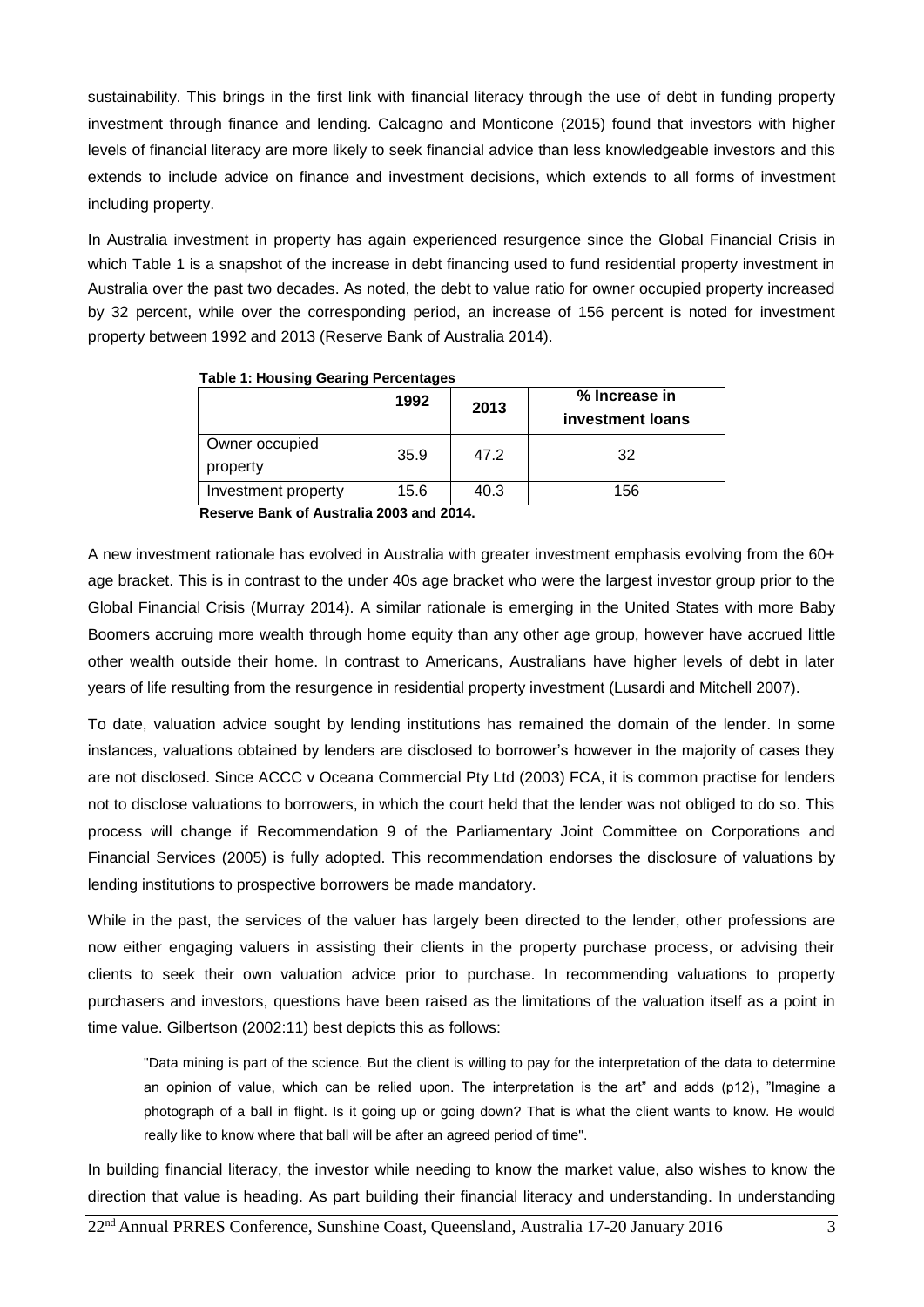sustainability. This brings in the first link with financial literacy through the use of debt in funding property investment through finance and lending. Calcagno and Monticone (2015) found that investors with higher levels of financial literacy are more likely to seek financial advice than less knowledgeable investors and this extends to include advice on finance and investment decisions, which extends to all forms of investment including property.

In Australia investment in property has again experienced resurgence since the Global Financial Crisis in which Table 1 is a snapshot of the increase in debt financing used to fund residential property investment in Australia over the past two decades. As noted, the debt to value ratio for owner occupied property increased by 32 percent, while over the corresponding period, an increase of 156 percent is noted for investment property between 1992 and 2013 (Reserve Bank of Australia 2014).

**Table 1: Housing Gearing Percentages**

| | 1992 | 2013 | % Increase in investment loans |
|---|---|---|---|
| Owner occupied property | 35.9 | 47.2 | 32 |
| Investment property | 15.6 | 40.3 | 156 |

**Reserve Bank of Australia 2003 and 2014.**

A new investment rationale has evolved in Australia with greater investment emphasis evolving from the 60+ age bracket. This is in contrast to the under 40s age bracket who were the largest investor group prior to the Global Financial Crisis (Murray 2014). A similar rationale is emerging in the United States with more Baby Boomers accruing more wealth through home equity than any other age group, however have accrued little other wealth outside their home. In contrast to Americans, Australians have higher levels of debt in later years of life resulting from the resurgence in residential property investment (Lusardi and Mitchell 2007).

To date, valuation advice sought by lending institutions has remained the domain of the lender. In some instances, valuations obtained by lenders are disclosed to borrower's however in the majority of cases they are not disclosed. Since ACCC v Oceana Commercial Pty Ltd (2003) FCA, it is common practise for lenders not to disclose valuations to borrowers, in which the court held that the lender was not obliged to do so. This process will change if Recommendation 9 of the Parliamentary Joint Committee on Corporations and Financial Services (2005) is fully adopted. This recommendation endorses the disclosure of valuations by lending institutions to prospective borrowers be made mandatory.

While in the past, the services of the valuer has largely been directed to the lender, other professions are now either engaging valuers in assisting their clients in the property purchase process, or advising their clients to seek their own valuation advice prior to purchase. In recommending valuations to property purchasers and investors, questions have been raised as the limitations of the valuation itself as a point in time value. Gilbertson (2002:11) best depicts this as follows:

> "Data mining is part of the science. But the client is willing to pay for the interpretation of the data to determine an opinion of value, which can be relied upon. The interpretation is the art" and adds (p12), "Imagine a photograph of a ball in flight. Is it going up or going down? That is what the client wants to know. He would really like to know where that ball will be after an agreed period of time".

In building financial literacy, the investor while needing to know the market value, also wishes to know the direction that value is heading. As part building their financial literacy and understanding. In understanding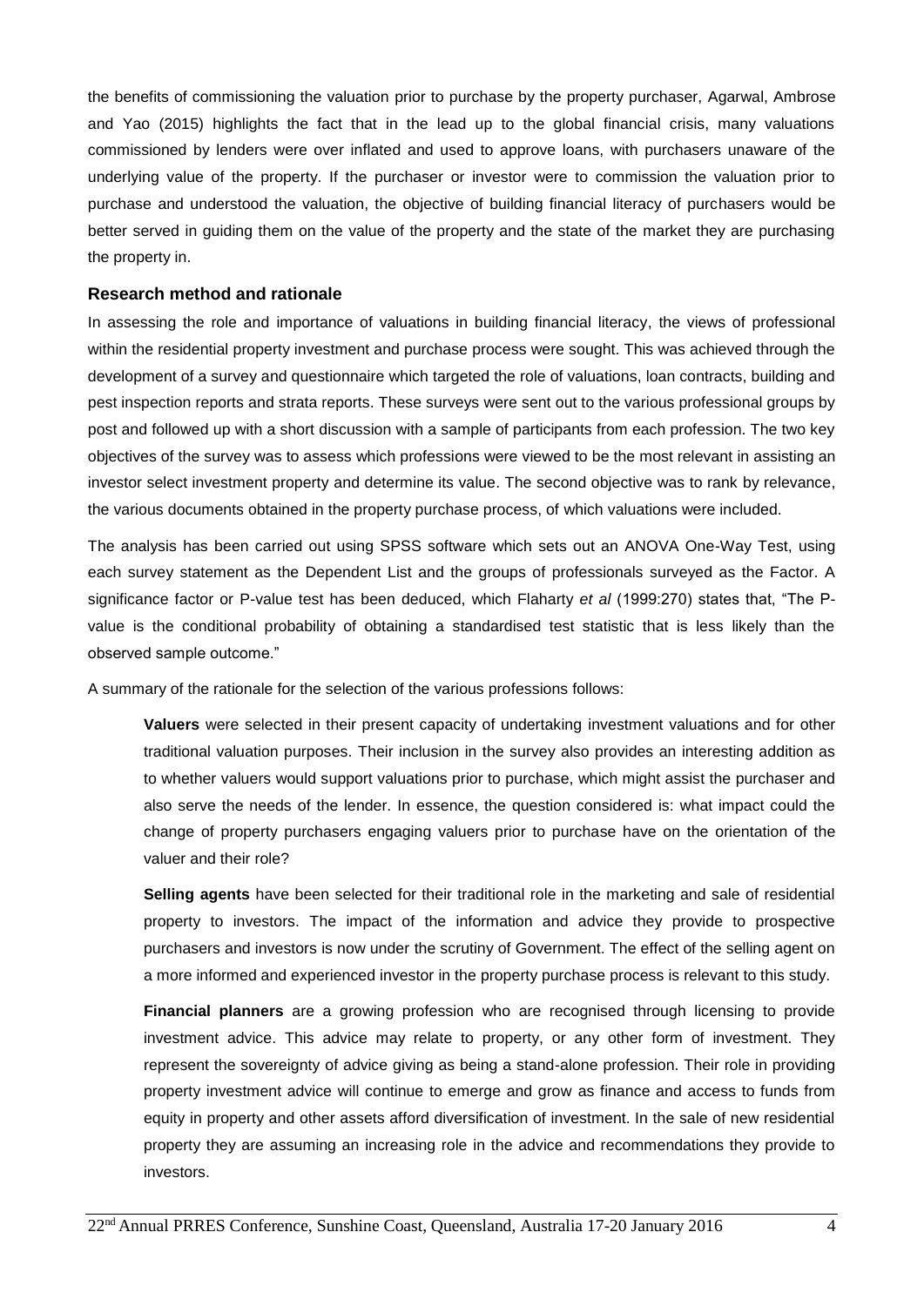the benefits of commissioning the valuation prior to purchase by the property purchaser, Agarwal, Ambrose and Yao (2015) highlights the fact that in the lead up to the global financial crisis, many valuations commissioned by lenders were over inflated and used to approve loans, with purchasers unaware of the underlying value of the property. If the purchaser or investor were to commission the valuation prior to purchase and understood the valuation, the objective of building financial literacy of purchasers would be better served in guiding them on the value of the property and the state of the market they are purchasing the property in.

### Research method and rationale

In assessing the role and importance of valuations in building financial literacy, the views of professional within the residential property investment and purchase process were sought. This was achieved through the development of a survey and questionnaire which targeted the role of valuations, loan contracts, building and pest inspection reports and strata reports. These surveys were sent out to the various professional groups by post and followed up with a short discussion with a sample of participants from each profession. The two key objectives of the survey was to assess which professions were viewed to be the most relevant in assisting an investor select investment property and determine its value. The second objective was to rank by relevance, the various documents obtained in the property purchase process, of which valuations were included.

The analysis has been carried out using SPSS software which sets out an ANOVA One-Way Test, using each survey statement as the Dependent List and the groups of professionals surveyed as the Factor. A significance factor or P-value test has been deduced, which Flaharty *et al* (1999:270) states that, "The P-value is the conditional probability of obtaining a standardised test statistic that is less likely than the observed sample outcome."

A summary of the rationale for the selection of the various professions follows:

> **Valuers** were selected in their present capacity of undertaking investment valuations and for other traditional valuation purposes. Their inclusion in the survey also provides an interesting addition as to whether valuers would support valuations prior to purchase, which might assist the purchaser and also serve the needs of the lender. In essence, the question considered is: what impact could the change of property purchasers engaging valuers prior to purchase have on the orientation of the valuer and their role?
>
> **Selling agents** have been selected for their traditional role in the marketing and sale of residential property to investors. The impact of the information and advice they provide to prospective purchasers and investors is now under the scrutiny of Government. The effect of the selling agent on a more informed and experienced investor in the property purchase process is relevant to this study.
>
> **Financial planners** are a growing profession who are recognised through licensing to provide investment advice. This advice may relate to property, or any other form of investment. They represent the sovereignty of advice giving as being a stand-alone profession. Their role in providing property investment advice will continue to emerge and grow as finance and access to funds from equity in property and other assets afford diversification of investment. In the sale of new residential property they are assuming an increasing role in the advice and recommendations they provide to investors.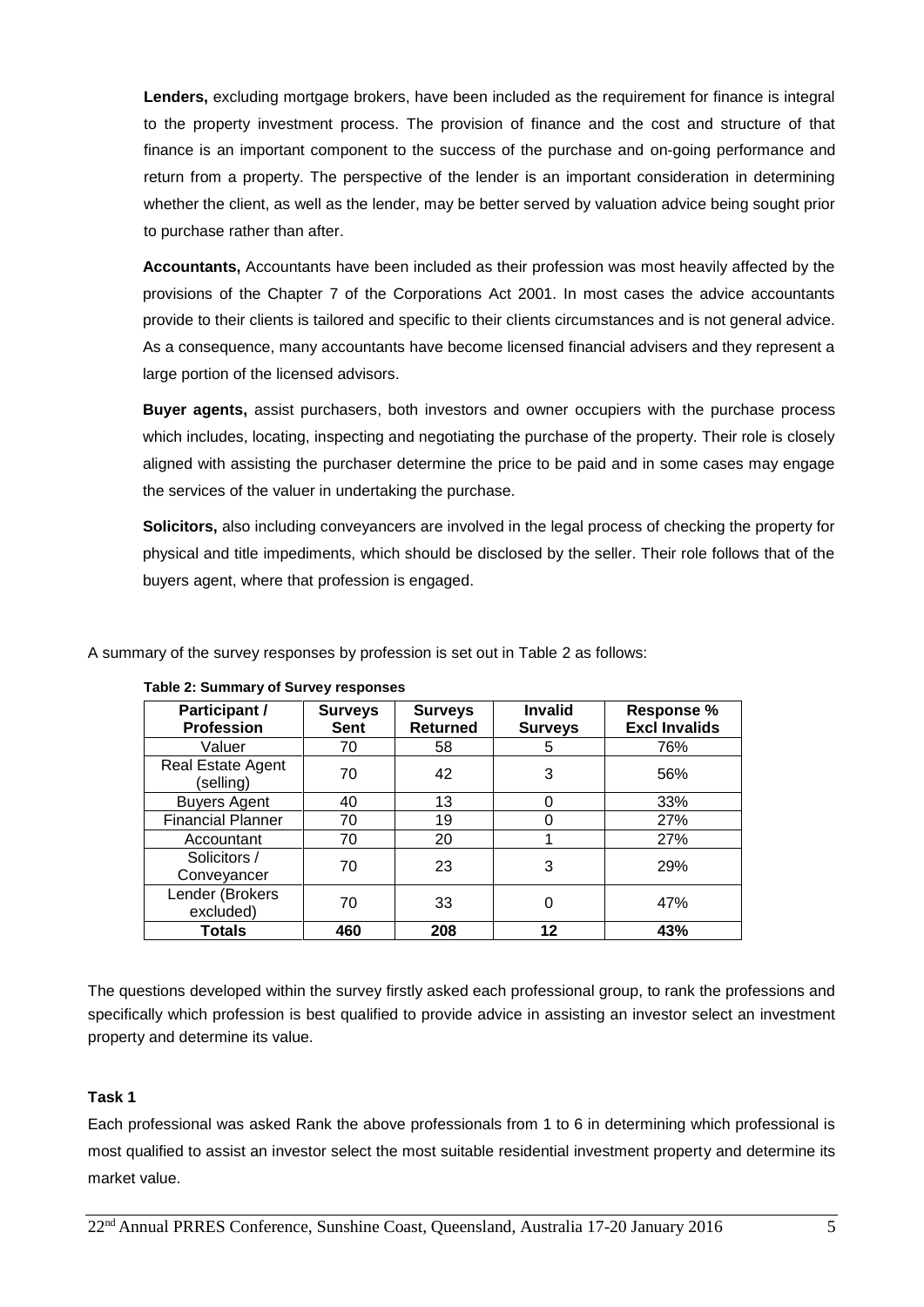**Lenders,** excluding mortgage brokers, have been included as the requirement for finance is integral to the property investment process. The provision of finance and the cost and structure of that finance is an important component to the success of the purchase and on-going performance and return from a property. The perspective of the lender is an important consideration in determining whether the client, as well as the lender, may be better served by valuation advice being sought prior to purchase rather than after.

**Accountants,** Accountants have been included as their profession was most heavily affected by the provisions of the Chapter 7 of the Corporations Act 2001. In most cases the advice accountants provide to their clients is tailored and specific to their clients circumstances and is not general advice. As a consequence, many accountants have become licensed financial advisers and they represent a large portion of the licensed advisors.

**Buyer agents,** assist purchasers, both investors and owner occupiers with the purchase process which includes, locating, inspecting and negotiating the purchase of the property. Their role is closely aligned with assisting the purchaser determine the price to be paid and in some cases may engage the services of the valuer in undertaking the purchase.

**Solicitors,** also including conveyancers are involved in the legal process of checking the property for physical and title impediments, which should be disclosed by the seller. Their role follows that of the buyers agent, where that profession is engaged.

A summary of the survey responses by profession is set out in Table 2 as follows:

**Table 2: Summary of Survey responses**

| Participant / Profession | Surveys Sent | Surveys Returned | Invalid Surveys | Response % Excl Invalids |
|---|---|---|---|---|
| Valuer | 70 | 58 | 5 | 76% |
| Real Estate Agent (selling) | 70 | 42 | 3 | 56% |
| Buyers Agent | 40 | 13 | 0 | 33% |
| Financial Planner | 70 | 19 | 0 | 27% |
| Accountant | 70 | 20 | 1 | 27% |
| Solicitors / Conveyancer | 70 | 23 | 3 | 29% |
| Lender (Brokers excluded) | 70 | 33 | 0 | 47% |
| **Totals** | **460** | **208** | **12** | **43%** |

The questions developed within the survey firstly asked each professional group, to rank the professions and specifically which profession is best qualified to provide advice in assisting an investor select an investment property and determine its value.

**Task 1**

Each professional was asked Rank the above professionals from 1 to 6 in determining which professional is most qualified to assist an investor select the most suitable residential investment property and determine its market value.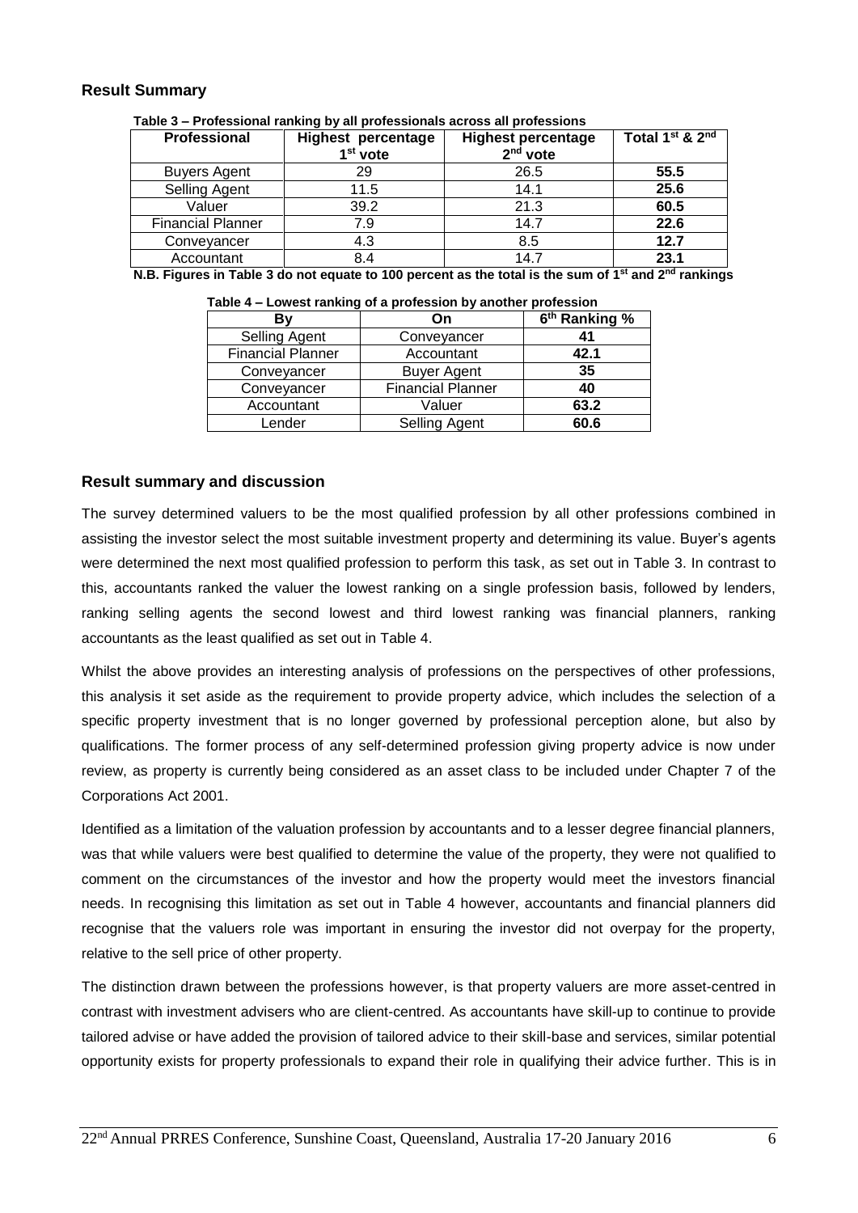## Result Summary

**Table 3 – Professional ranking by all professionals across all professions**

| Professional | Highest percentage 1st vote | Highest percentage 2nd vote | Total 1st & 2nd |
|---|---|---|---|
| Buyers Agent | 29 | 26.5 | **55.5** |
| Selling Agent | 11.5 | 14.1 | **25.6** |
| Valuer | 39.2 | 21.3 | **60.5** |
| Financial Planner | 7.9 | 14.7 | **22.6** |
| Conveyancer | 4.3 | 8.5 | **12.7** |
| Accountant | 8.4 | 14.7 | **23.1** |

**N.B. Figures in Table 3 do not equate to 100 percent as the total is the sum of 1st and 2nd rankings**

**Table 4 – Lowest ranking of a profession by another profession**

| By | On | 6th Ranking % |
|---|---|---|
| Selling Agent | Conveyancer | **41** |
| Financial Planner | Accountant | **42.1** |
| Conveyancer | Buyer Agent | **35** |
| Conveyancer | Financial Planner | **40** |
| Accountant | Valuer | **63.2** |
| Lender | Selling Agent | **60.6** |

## Result summary and discussion

The survey determined valuers to be the most qualified profession by all other professions combined in assisting the investor select the most suitable investment property and determining its value. Buyer's agents were determined the next most qualified profession to perform this task, as set out in Table 3. In contrast to this, accountants ranked the valuer the lowest ranking on a single profession basis, followed by lenders, ranking selling agents the second lowest and third lowest ranking was financial planners, ranking accountants as the least qualified as set out in Table 4.

Whilst the above provides an interesting analysis of professions on the perspectives of other professions, this analysis it set aside as the requirement to provide property advice, which includes the selection of a specific property investment that is no longer governed by professional perception alone, but also by qualifications. The former process of any self-determined profession giving property advice is now under review, as property is currently being considered as an asset class to be included under Chapter 7 of the Corporations Act 2001.

Identified as a limitation of the valuation profession by accountants and to a lesser degree financial planners, was that while valuers were best qualified to determine the value of the property, they were not qualified to comment on the circumstances of the investor and how the property would meet the investors financial needs. In recognising this limitation as set out in Table 4 however, accountants and financial planners did recognise that the valuers role was important in ensuring the investor did not overpay for the property, relative to the sell price of other property.

The distinction drawn between the professions however, is that property valuers are more asset-centred in contrast with investment advisers who are client-centred. As accountants have skill-up to continue to provide tailored advise or have added the provision of tailored advice to their skill-base and services, similar potential opportunity exists for property professionals to expand their role in qualifying their advice further. This is in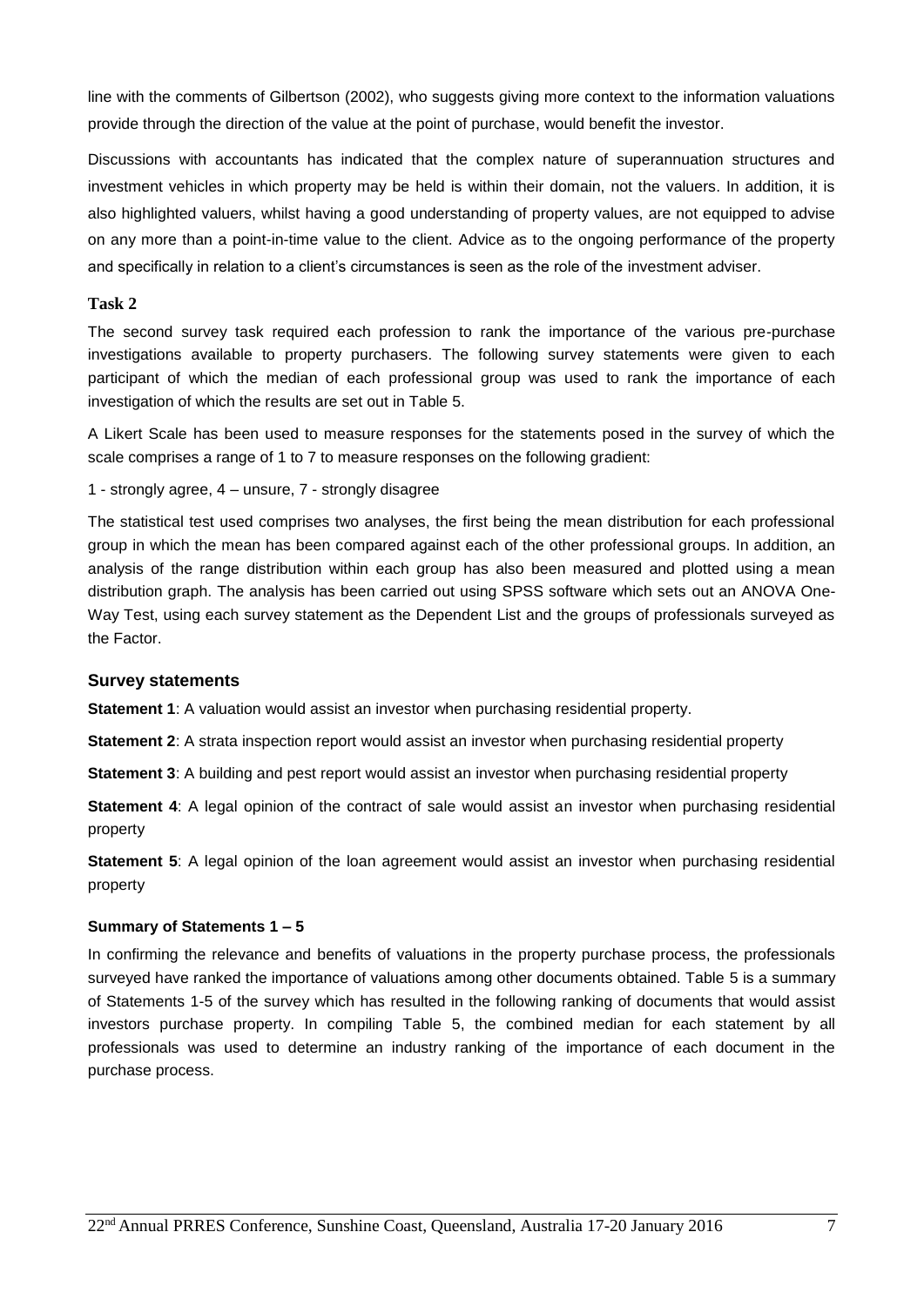line with the comments of Gilbertson (2002), who suggests giving more context to the information valuations provide through the direction of the value at the point of purchase, would benefit the investor.

Discussions with accountants has indicated that the complex nature of superannuation structures and investment vehicles in which property may be held is within their domain, not the valuers. In addition, it is also highlighted valuers, whilst having a good understanding of property values, are not equipped to advise on any more than a point-in-time value to the client. Advice as to the ongoing performance of the property and specifically in relation to a client's circumstances is seen as the role of the investment adviser.

### Task 2

The second survey task required each profession to rank the importance of the various pre-purchase investigations available to property purchasers. The following survey statements were given to each participant of which the median of each professional group was used to rank the importance of each investigation of which the results are set out in Table 5.

A Likert Scale has been used to measure responses for the statements posed in the survey of which the scale comprises a range of 1 to 7 to measure responses on the following gradient:

1 - strongly agree, 4 – unsure, 7 - strongly disagree

The statistical test used comprises two analyses, the first being the mean distribution for each professional group in which the mean has been compared against each of the other professional groups. In addition, an analysis of the range distribution within each group has also been measured and plotted using a mean distribution graph. The analysis has been carried out using SPSS software which sets out an ANOVA One-Way Test, using each survey statement as the Dependent List and the groups of professionals surveyed as the Factor.

## Survey statements

**Statement 1**: A valuation would assist an investor when purchasing residential property.

**Statement 2**: A strata inspection report would assist an investor when purchasing residential property

**Statement 3**: A building and pest report would assist an investor when purchasing residential property

**Statement 4**: A legal opinion of the contract of sale would assist an investor when purchasing residential property

**Statement 5**: A legal opinion of the loan agreement would assist an investor when purchasing residential property

#### Summary of Statements 1 – 5

In confirming the relevance and benefits of valuations in the property purchase process, the professionals surveyed have ranked the importance of valuations among other documents obtained. Table 5 is a summary of Statements 1-5 of the survey which has resulted in the following ranking of documents that would assist investors purchase property. In compiling Table 5, the combined median for each statement by all professionals was used to determine an industry ranking of the importance of each document in the purchase process.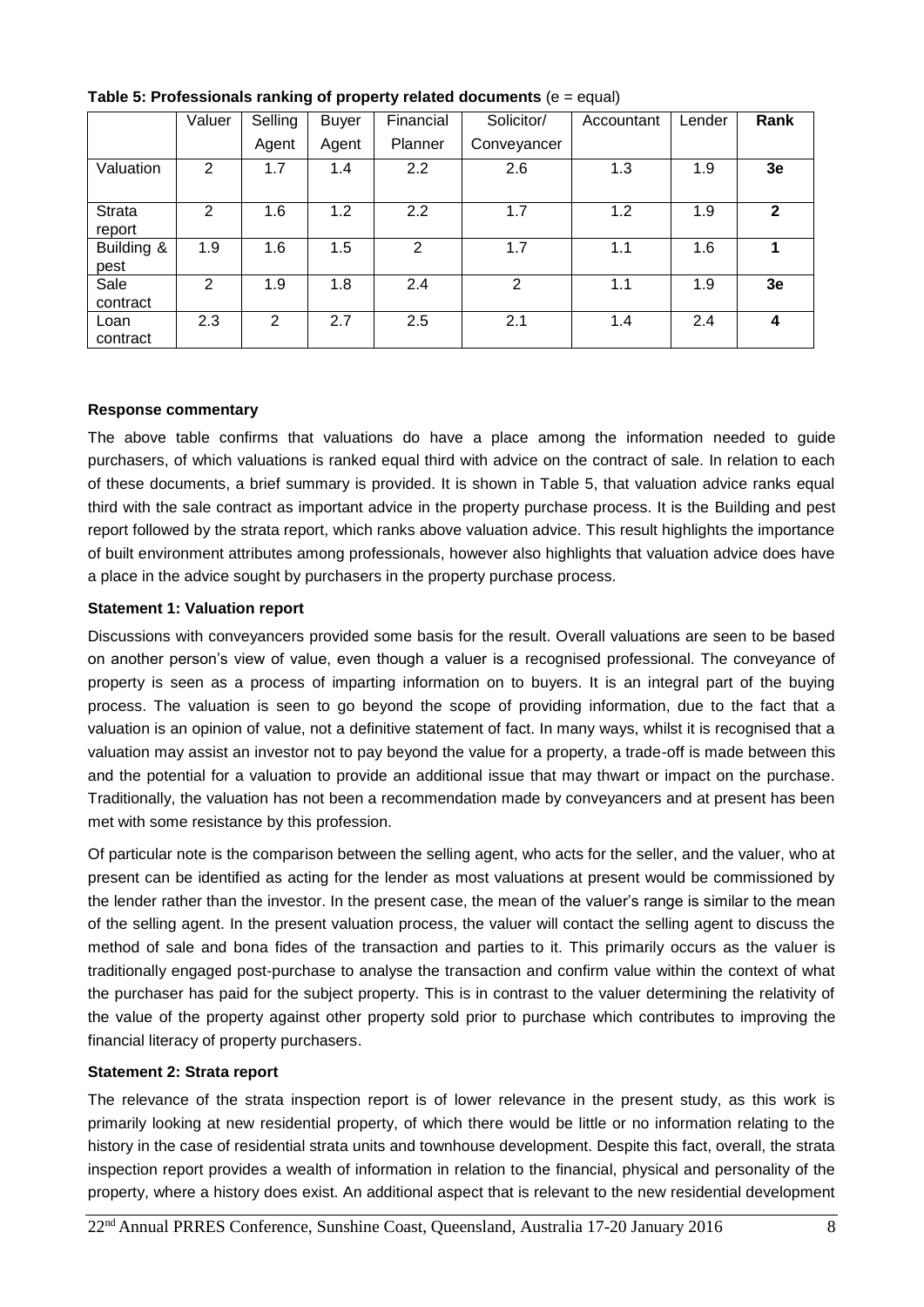**Table 5: Professionals ranking of property related documents** (e = equal)

| | Valuer | Selling Agent | Buyer Agent | Financial Planner | Solicitor/ Conveyancer | Accountant | Lender | **Rank** |
|---|---|---|---|---|---|---|---|---|
| Valuation | 2 | 1.7 | 1.4 | 2.2 | 2.6 | 1.3 | 1.9 | **3e** |
| Strata report | 2 | 1.6 | 1.2 | 2.2 | 1.7 | 1.2 | 1.9 | **2** |
| Building & pest | 1.9 | 1.6 | 1.5 | 2 | 1.7 | 1.1 | 1.6 | **1** |
| Sale contract | 2 | 1.9 | 1.8 | 2.4 | 2 | 1.1 | 1.9 | **3e** |
| Loan contract | 2.3 | 2 | 2.7 | 2.5 | 2.1 | 1.4 | 2.4 | **4** |

**Response commentary**

The above table confirms that valuations do have a place among the information needed to guide purchasers, of which valuations is ranked equal third with advice on the contract of sale. In relation to each of these documents, a brief summary is provided. It is shown in Table 5, that valuation advice ranks equal third with the sale contract as important advice in the property purchase process. It is the Building and pest report followed by the strata report, which ranks above valuation advice. This result highlights the importance of built environment attributes among professionals, however also highlights that valuation advice does have a place in the advice sought by purchasers in the property purchase process.

**Statement 1: Valuation report**

Discussions with conveyancers provided some basis for the result. Overall valuations are seen to be based on another person's view of value, even though a valuer is a recognised professional. The conveyance of property is seen as a process of imparting information on to buyers. It is an integral part of the buying process. The valuation is seen to go beyond the scope of providing information, due to the fact that a valuation is an opinion of value, not a definitive statement of fact. In many ways, whilst it is recognised that a valuation may assist an investor not to pay beyond the value for a property, a trade-off is made between this and the potential for a valuation to provide an additional issue that may thwart or impact on the purchase. Traditionally, the valuation has not been a recommendation made by conveyancers and at present has been met with some resistance by this profession.

Of particular note is the comparison between the selling agent, who acts for the seller, and the valuer, who at present can be identified as acting for the lender as most valuations at present would be commissioned by the lender rather than the investor. In the present case, the mean of the valuer's range is similar to the mean of the selling agent. In the present valuation process, the valuer will contact the selling agent to discuss the method of sale and bona fides of the transaction and parties to it. This primarily occurs as the valuer is traditionally engaged post-purchase to analyse the transaction and confirm value within the context of what the purchaser has paid for the subject property. This is in contrast to the valuer determining the relativity of the value of the property against other property sold prior to purchase which contributes to improving the financial literacy of property purchasers.

**Statement 2: Strata report**

The relevance of the strata inspection report is of lower relevance in the present study, as this work is primarily looking at new residential property, of which there would be little or no information relating to the history in the case of residential strata units and townhouse development. Despite this fact, overall, the strata inspection report provides a wealth of information in relation to the financial, physical and personality of the property, where a history does exist. An additional aspect that is relevant to the new residential development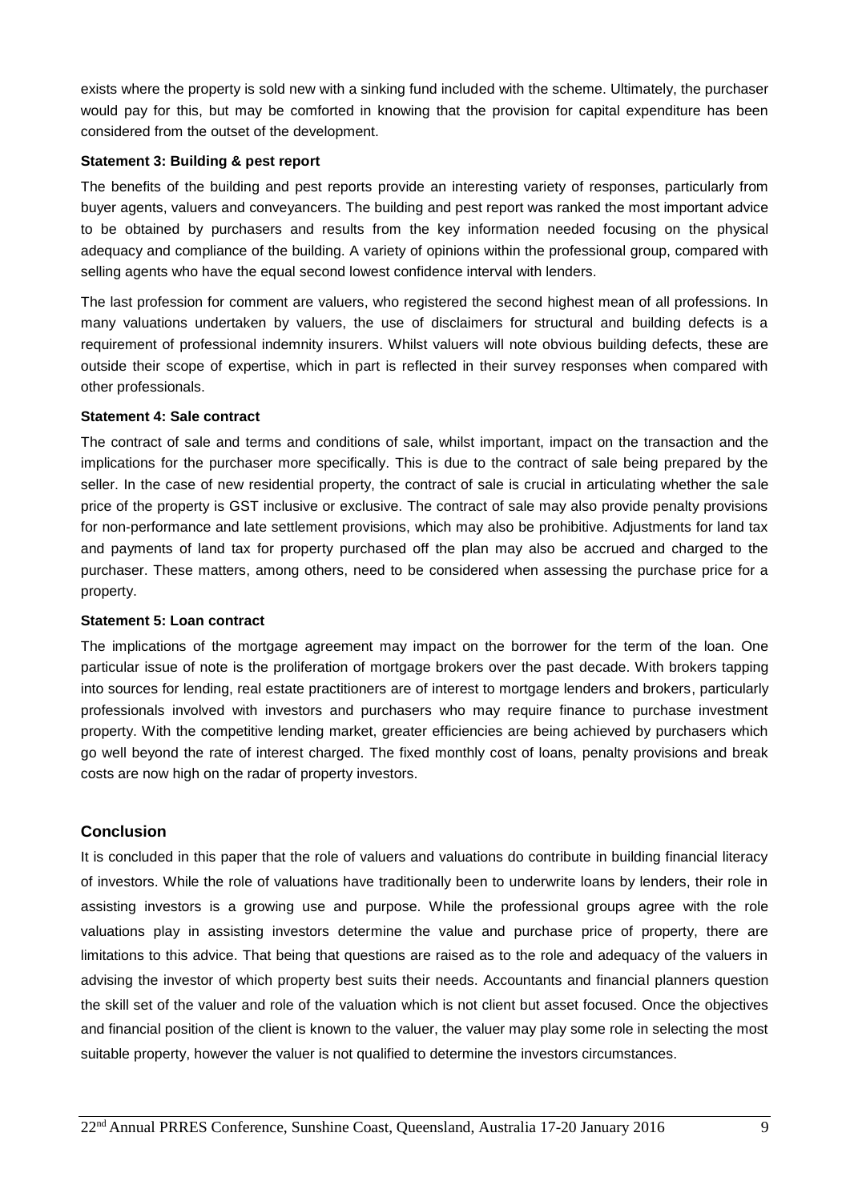exists where the property is sold new with a sinking fund included with the scheme. Ultimately, the purchaser would pay for this, but may be comforted in knowing that the provision for capital expenditure has been considered from the outset of the development.

**Statement 3: Building & pest report**

The benefits of the building and pest reports provide an interesting variety of responses, particularly from buyer agents, valuers and conveyancers. The building and pest report was ranked the most important advice to be obtained by purchasers and results from the key information needed focusing on the physical adequacy and compliance of the building. A variety of opinions within the professional group, compared with selling agents who have the equal second lowest confidence interval with lenders.

The last profession for comment are valuers, who registered the second highest mean of all professions. In many valuations undertaken by valuers, the use of disclaimers for structural and building defects is a requirement of professional indemnity insurers. Whilst valuers will note obvious building defects, these are outside their scope of expertise, which in part is reflected in their survey responses when compared with other professionals.

**Statement 4: Sale contract**

The contract of sale and terms and conditions of sale, whilst important, impact on the transaction and the implications for the purchaser more specifically. This is due to the contract of sale being prepared by the seller. In the case of new residential property, the contract of sale is crucial in articulating whether the sale price of the property is GST inclusive or exclusive. The contract of sale may also provide penalty provisions for non-performance and late settlement provisions, which may also be prohibitive. Adjustments for land tax and payments of land tax for property purchased off the plan may also be accrued and charged to the purchaser. These matters, among others, need to be considered when assessing the purchase price for a property.

**Statement 5: Loan contract**

The implications of the mortgage agreement may impact on the borrower for the term of the loan. One particular issue of note is the proliferation of mortgage brokers over the past decade. With brokers tapping into sources for lending, real estate practitioners are of interest to mortgage lenders and brokers, particularly professionals involved with investors and purchasers who may require finance to purchase investment property. With the competitive lending market, greater efficiencies are being achieved by purchasers which go well beyond the rate of interest charged. The fixed monthly cost of loans, penalty provisions and break costs are now high on the radar of property investors.

## Conclusion

It is concluded in this paper that the role of valuers and valuations do contribute in building financial literacy of investors. While the role of valuations have traditionally been to underwrite loans by lenders, their role in assisting investors is a growing use and purpose. While the professional groups agree with the role valuations play in assisting investors determine the value and purchase price of property, there are limitations to this advice. That being that questions are raised as to the role and adequacy of the valuers in advising the investor of which property best suits their needs. Accountants and financial planners question the skill set of the valuer and role of the valuation which is not client but asset focused. Once the objectives and financial position of the client is known to the valuer, the valuer may play some role in selecting the most suitable property, however the valuer is not qualified to determine the investors circumstances.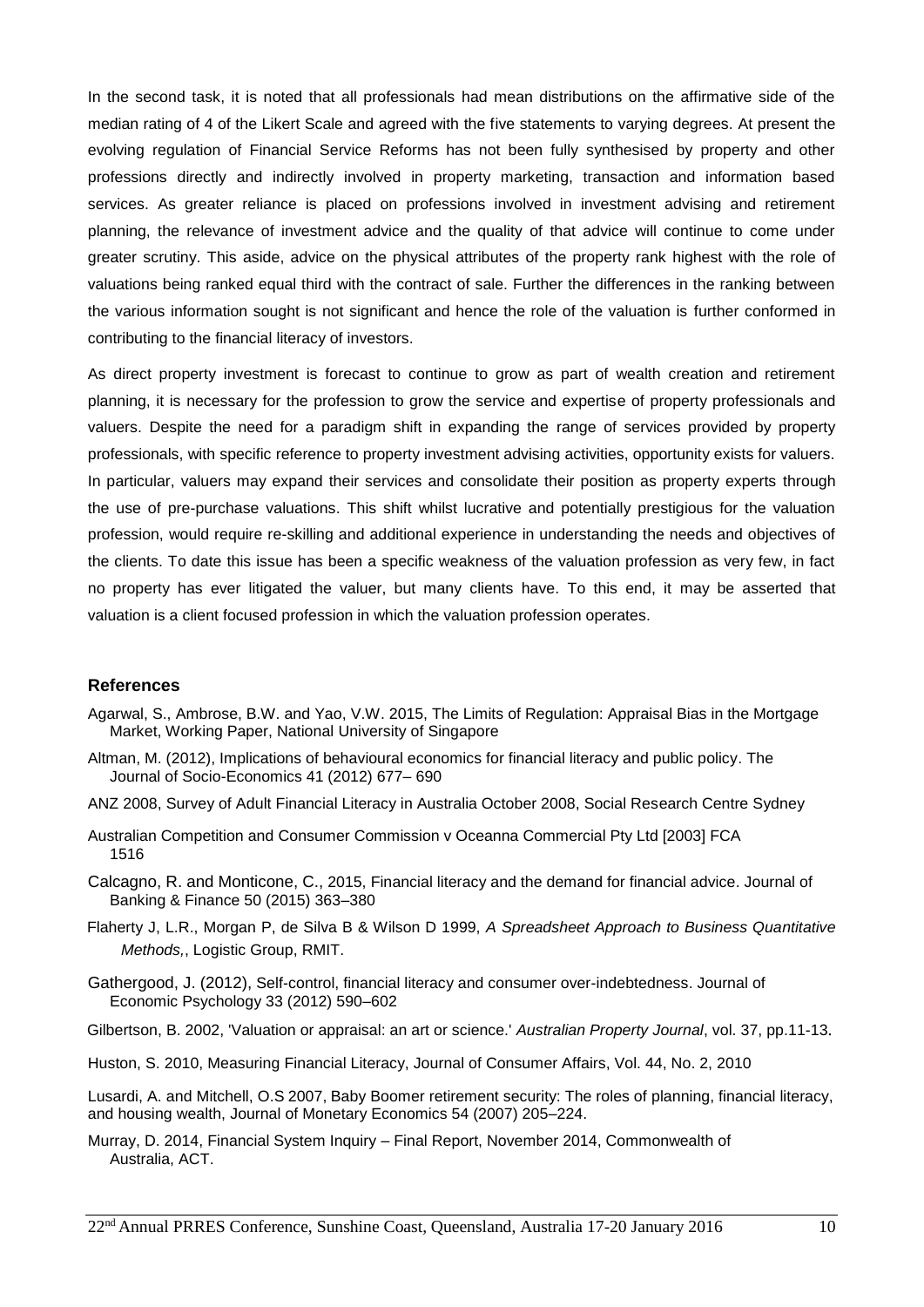In the second task, it is noted that all professionals had mean distributions on the affirmative side of the median rating of 4 of the Likert Scale and agreed with the five statements to varying degrees. At present the evolving regulation of Financial Service Reforms has not been fully synthesised by property and other professions directly and indirectly involved in property marketing, transaction and information based services. As greater reliance is placed on professions involved in investment advising and retirement planning, the relevance of investment advice and the quality of that advice will continue to come under greater scrutiny. This aside, advice on the physical attributes of the property rank highest with the role of valuations being ranked equal third with the contract of sale. Further the differences in the ranking between the various information sought is not significant and hence the role of the valuation is further conformed in contributing to the financial literacy of investors.

As direct property investment is forecast to continue to grow as part of wealth creation and retirement planning, it is necessary for the profession to grow the service and expertise of property professionals and valuers. Despite the need for a paradigm shift in expanding the range of services provided by property professionals, with specific reference to property investment advising activities, opportunity exists for valuers. In particular, valuers may expand their services and consolidate their position as property experts through the use of pre-purchase valuations. This shift whilst lucrative and potentially prestigious for the valuation profession, would require re-skilling and additional experience in understanding the needs and objectives of the clients. To date this issue has been a specific weakness of the valuation profession as very few, in fact no property has ever litigated the valuer, but many clients have. To this end, it may be asserted that valuation is a client focused profession in which the valuation profession operates.

## References

Agarwal, S., Ambrose, B.W. and Yao, V.W. 2015, The Limits of Regulation: Appraisal Bias in the Mortgage Market, Working Paper, National University of Singapore

Altman, M. (2012), Implications of behavioural economics for financial literacy and public policy. The Journal of Socio-Economics 41 (2012) 677– 690

ANZ 2008, Survey of Adult Financial Literacy in Australia October 2008, Social Research Centre Sydney

Australian Competition and Consumer Commission v Oceanna Commercial Pty Ltd [2003] FCA 1516

Calcagno, R. and Monticone, C., 2015, Financial literacy and the demand for financial advice. Journal of Banking & Finance 50 (2015) 363–380

Flaherty J, L.R., Morgan P, de Silva B & Wilson D 1999, *A Spreadsheet Approach to Business Quantitative Methods,*, Logistic Group, RMIT.

Gathergood, J. (2012), Self-control, financial literacy and consumer over-indebtedness. Journal of Economic Psychology 33 (2012) 590–602

Gilbertson, B. 2002, 'Valuation or appraisal: an art or science.' *Australian Property Journal*, vol. 37, pp.11-13.

Huston, S. 2010, Measuring Financial Literacy, Journal of Consumer Affairs, Vol. 44, No. 2, 2010

Lusardi, A. and Mitchell, O.S 2007, Baby Boomer retirement security: The roles of planning, financial literacy, and housing wealth, Journal of Monetary Economics 54 (2007) 205–224.

Murray, D. 2014, Financial System Inquiry – Final Report, November 2014, Commonwealth of Australia, ACT.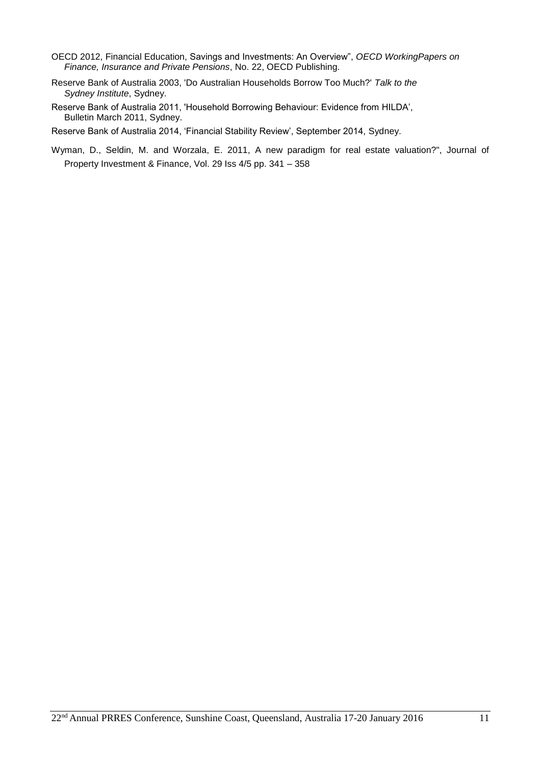OECD 2012, Financial Education, Savings and Investments: An Overview", *OECD WorkingPapers on Finance, Insurance and Private Pensions*, No. 22, OECD Publishing.

Reserve Bank of Australia 2003, 'Do Australian Households Borrow Too Much?' *Talk to the Sydney Institute*, Sydney.

Reserve Bank of Australia 2011, 'Household Borrowing Behaviour: Evidence from HILDA', Bulletin March 2011, Sydney.

Reserve Bank of Australia 2014, 'Financial Stability Review', September 2014, Sydney.

Wyman, D., Seldin, M. and Worzala, E. 2011, A new paradigm for real estate valuation?", Journal of Property Investment & Finance, Vol. 29 Iss 4/5 pp. 341 – 358